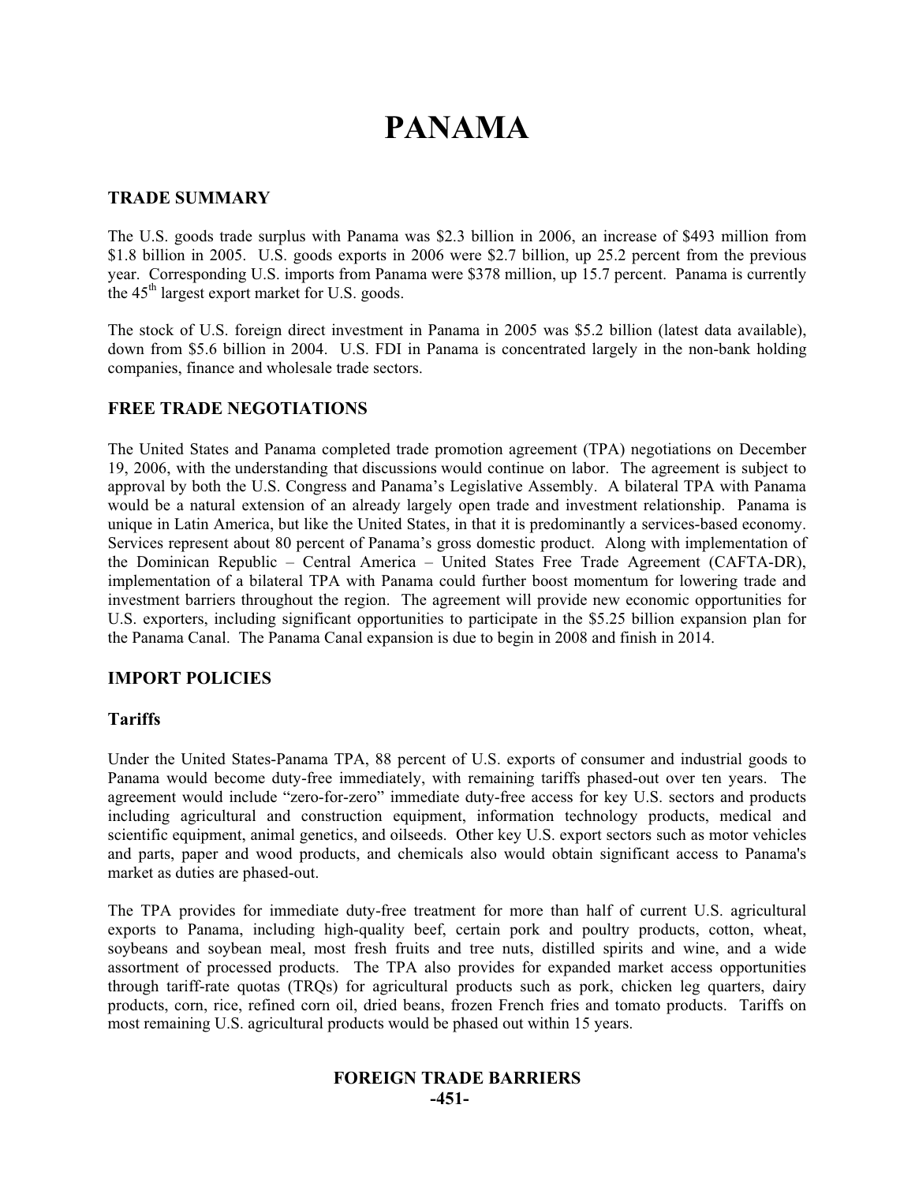# PANAMA

## TRADE SUMMARY

The U.S. goods trade surplus with Panama was $2.3 billion in 2006, an increase of $493 million from $1.8 billion in 2005. U.S. goods exports in 2006 were $2.7 billion, up 25.2 percent from the previous year. Corresponding U.S. imports from Panama were $378 million, up 15.7 percent. Panama is currently the 45th largest export market for U.S. goods.

The stock of U.S. foreign direct investment in Panama in 2005 was $5.2 billion (latest data available), down from $5.6 billion in 2004. U.S. FDI in Panama is concentrated largely in the non-bank holding companies, finance and wholesale trade sectors.

## FREE TRADE NEGOTIATIONS

The United States and Panama completed trade promotion agreement (TPA) negotiations on December 19, 2006, with the understanding that discussions would continue on labor. The agreement is subject to approval by both the U.S. Congress and Panama's Legislative Assembly. A bilateral TPA with Panama would be a natural extension of an already largely open trade and investment relationship. Panama is unique in Latin America, but like the United States, in that it is predominantly a services-based economy. Services represent about 80 percent of Panama's gross domestic product. Along with implementation of the Dominican Republic – Central America – United States Free Trade Agreement (CAFTA-DR), implementation of a bilateral TPA with Panama could further boost momentum for lowering trade and investment barriers throughout the region. The agreement will provide new economic opportunities for U.S. exporters, including significant opportunities to participate in the $5.25 billion expansion plan for the Panama Canal. The Panama Canal expansion is due to begin in 2008 and finish in 2014.

## IMPORT POLICIES

### Tariffs

Under the United States-Panama TPA, 88 percent of U.S. exports of consumer and industrial goods to Panama would become duty-free immediately, with remaining tariffs phased-out over ten years. The agreement would include "zero-for-zero" immediate duty-free access for key U.S. sectors and products including agricultural and construction equipment, information technology products, medical and scientific equipment, animal genetics, and oilseeds. Other key U.S. export sectors such as motor vehicles and parts, paper and wood products, and chemicals also would obtain significant access to Panama's market as duties are phased-out.

The TPA provides for immediate duty-free treatment for more than half of current U.S. agricultural exports to Panama, including high-quality beef, certain pork and poultry products, cotton, wheat, soybeans and soybean meal, most fresh fruits and tree nuts, distilled spirits and wine, and a wide assortment of processed products. The TPA also provides for expanded market access opportunities through tariff-rate quotas (TRQs) for agricultural products such as pork, chicken leg quarters, dairy products, corn, rice, refined corn oil, dried beans, frozen French fries and tomato products. Tariffs on most remaining U.S. agricultural products would be phased out within 15 years.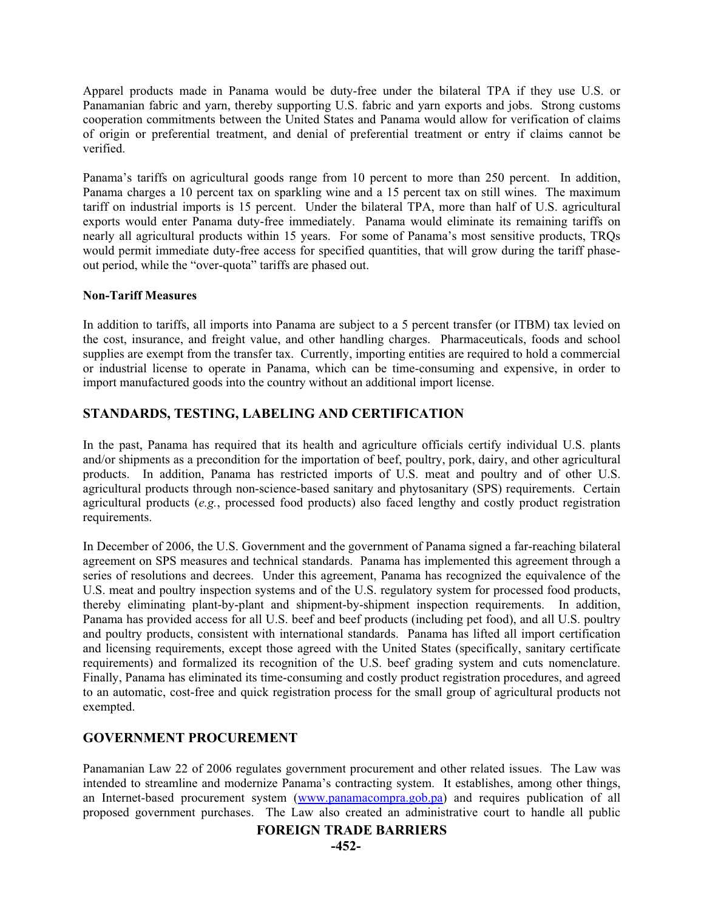Apparel products made in Panama would be duty-free under the bilateral TPA if they use U.S. or Panamanian fabric and yarn, thereby supporting U.S. fabric and yarn exports and jobs. Strong customs cooperation commitments between the United States and Panama would allow for verification of claims of origin or preferential treatment, and denial of preferential treatment or entry if claims cannot be verified.

Panama's tariffs on agricultural goods range from 10 percent to more than 250 percent. In addition, Panama charges a 10 percent tax on sparkling wine and a 15 percent tax on still wines. The maximum tariff on industrial imports is 15 percent. Under the bilateral TPA, more than half of U.S. agricultural exports would enter Panama duty-free immediately. Panama would eliminate its remaining tariffs on nearly all agricultural products within 15 years. For some of Panama's most sensitive products, TRQs would permit immediate duty-free access for specified quantities, that will grow during the tariff phase-out period, while the "over-quota" tariffs are phased out.

**Non-Tariff Measures**

In addition to tariffs, all imports into Panama are subject to a 5 percent transfer (or ITBM) tax levied on the cost, insurance, and freight value, and other handling charges. Pharmaceuticals, foods and school supplies are exempt from the transfer tax. Currently, importing entities are required to hold a commercial or industrial license to operate in Panama, which can be time-consuming and expensive, in order to import manufactured goods into the country without an additional import license.

## STANDARDS, TESTING, LABELING AND CERTIFICATION

In the past, Panama has required that its health and agriculture officials certify individual U.S. plants and/or shipments as a precondition for the importation of beef, poultry, pork, dairy, and other agricultural products. In addition, Panama has restricted imports of U.S. meat and poultry and of other U.S. agricultural products through non-science-based sanitary and phytosanitary (SPS) requirements. Certain agricultural products (*e.g.*, processed food products) also faced lengthy and costly product registration requirements.

In December of 2006, the U.S. Government and the government of Panama signed a far-reaching bilateral agreement on SPS measures and technical standards. Panama has implemented this agreement through a series of resolutions and decrees. Under this agreement, Panama has recognized the equivalence of the U.S. meat and poultry inspection systems and of the U.S. regulatory system for processed food products, thereby eliminating plant-by-plant and shipment-by-shipment inspection requirements. In addition, Panama has provided access for all U.S. beef and beef products (including pet food), and all U.S. poultry and poultry products, consistent with international standards. Panama has lifted all import certification and licensing requirements, except those agreed with the United States (specifically, sanitary certificate requirements) and formalized its recognition of the U.S. beef grading system and cuts nomenclature. Finally, Panama has eliminated its time-consuming and costly product registration procedures, and agreed to an automatic, cost-free and quick registration process for the small group of agricultural products not exempted.

## GOVERNMENT PROCUREMENT

Panamanian Law 22 of 2006 regulates government procurement and other related issues. The Law was intended to streamline and modernize Panama's contracting system. It establishes, among other things, an Internet-based procurement system (www.panamacompra.gob.pa) and requires publication of all proposed government purchases. The Law also created an administrative court to handle all public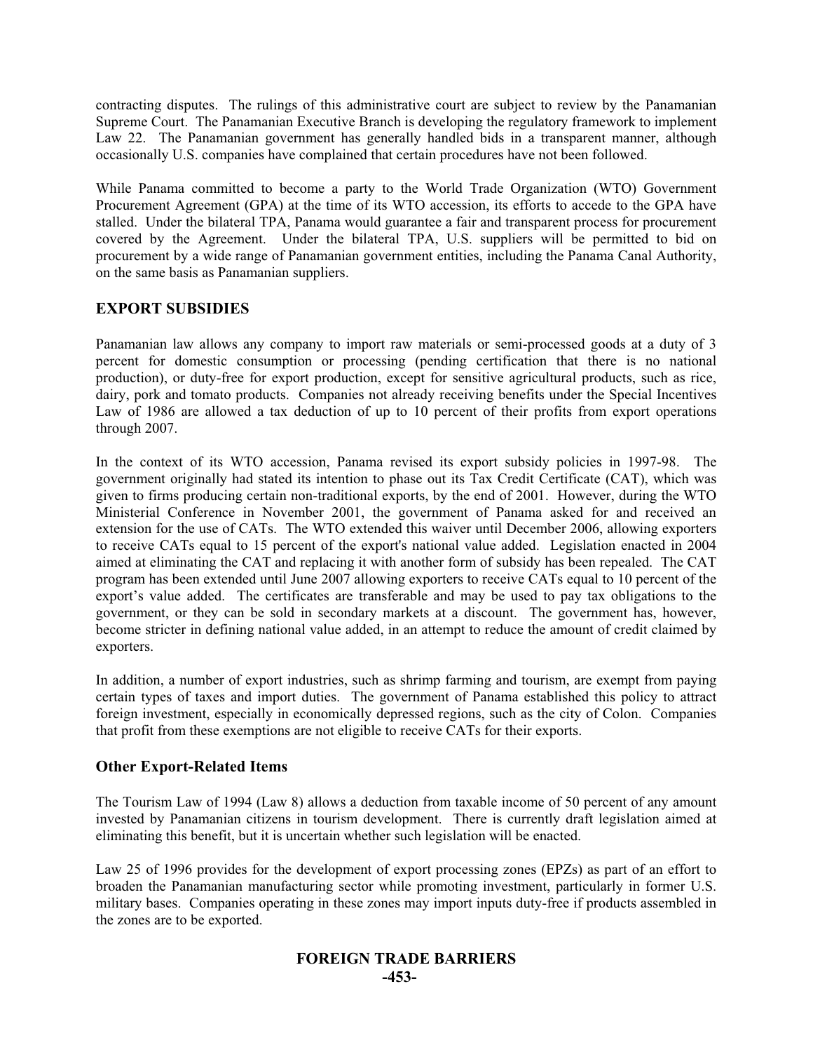contracting disputes. The rulings of this administrative court are subject to review by the Panamanian Supreme Court. The Panamanian Executive Branch is developing the regulatory framework to implement Law 22. The Panamanian government has generally handled bids in a transparent manner, although occasionally U.S. companies have complained that certain procedures have not been followed.

While Panama committed to become a party to the World Trade Organization (WTO) Government Procurement Agreement (GPA) at the time of its WTO accession, its efforts to accede to the GPA have stalled. Under the bilateral TPA, Panama would guarantee a fair and transparent process for procurement covered by the Agreement. Under the bilateral TPA, U.S. suppliers will be permitted to bid on procurement by a wide range of Panamanian government entities, including the Panama Canal Authority, on the same basis as Panamanian suppliers.

## EXPORT SUBSIDIES

Panamanian law allows any company to import raw materials or semi-processed goods at a duty of 3 percent for domestic consumption or processing (pending certification that there is no national production), or duty-free for export production, except for sensitive agricultural products, such as rice, dairy, pork and tomato products. Companies not already receiving benefits under the Special Incentives Law of 1986 are allowed a tax deduction of up to 10 percent of their profits from export operations through 2007.

In the context of its WTO accession, Panama revised its export subsidy policies in 1997-98. The government originally had stated its intention to phase out its Tax Credit Certificate (CAT), which was given to firms producing certain non-traditional exports, by the end of 2001. However, during the WTO Ministerial Conference in November 2001, the government of Panama asked for and received an extension for the use of CATs. The WTO extended this waiver until December 2006, allowing exporters to receive CATs equal to 15 percent of the export's national value added. Legislation enacted in 2004 aimed at eliminating the CAT and replacing it with another form of subsidy has been repealed. The CAT program has been extended until June 2007 allowing exporters to receive CATs equal to 10 percent of the export's value added. The certificates are transferable and may be used to pay tax obligations to the government, or they can be sold in secondary markets at a discount. The government has, however, become stricter in defining national value added, in an attempt to reduce the amount of credit claimed by exporters.

In addition, a number of export industries, such as shrimp farming and tourism, are exempt from paying certain types of taxes and import duties. The government of Panama established this policy to attract foreign investment, especially in economically depressed regions, such as the city of Colon. Companies that profit from these exemptions are not eligible to receive CATs for their exports.

### Other Export-Related Items

The Tourism Law of 1994 (Law 8) allows a deduction from taxable income of 50 percent of any amount invested by Panamanian citizens in tourism development. There is currently draft legislation aimed at eliminating this benefit, but it is uncertain whether such legislation will be enacted.

Law 25 of 1996 provides for the development of export processing zones (EPZs) as part of an effort to broaden the Panamanian manufacturing sector while promoting investment, particularly in former U.S. military bases. Companies operating in these zones may import inputs duty-free if products assembled in the zones are to be exported.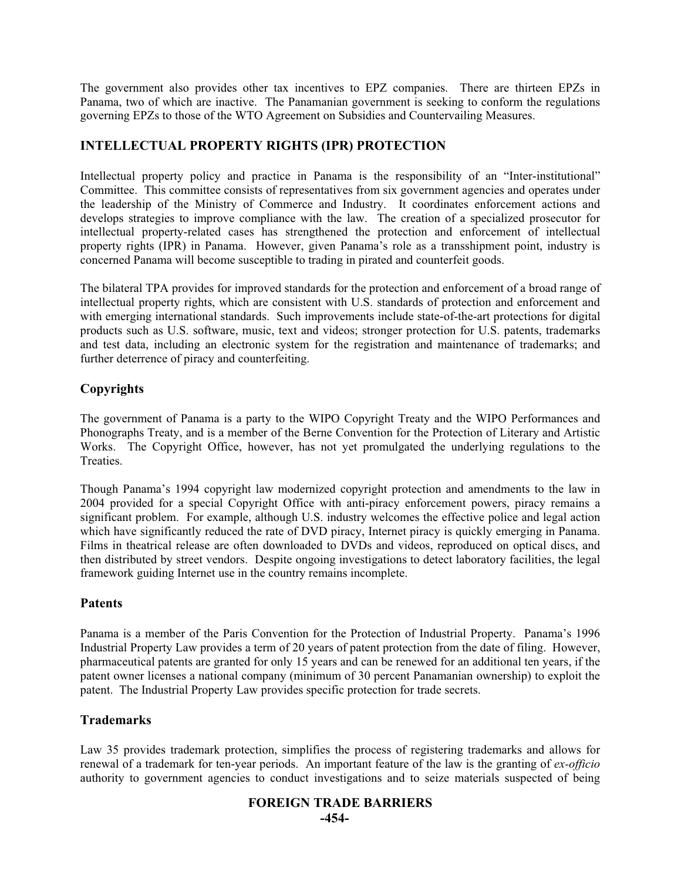The government also provides other tax incentives to EPZ companies. There are thirteen EPZs in Panama, two of which are inactive. The Panamanian government is seeking to conform the regulations governing EPZs to those of the WTO Agreement on Subsidies and Countervailing Measures.

## INTELLECTUAL PROPERTY RIGHTS (IPR) PROTECTION

Intellectual property policy and practice in Panama is the responsibility of an "Inter-institutional" Committee. This committee consists of representatives from six government agencies and operates under the leadership of the Ministry of Commerce and Industry. It coordinates enforcement actions and develops strategies to improve compliance with the law. The creation of a specialized prosecutor for intellectual property-related cases has strengthened the protection and enforcement of intellectual property rights (IPR) in Panama. However, given Panama's role as a transshipment point, industry is concerned Panama will become susceptible to trading in pirated and counterfeit goods.

The bilateral TPA provides for improved standards for the protection and enforcement of a broad range of intellectual property rights, which are consistent with U.S. standards of protection and enforcement and with emerging international standards. Such improvements include state-of-the-art protections for digital products such as U.S. software, music, text and videos; stronger protection for U.S. patents, trademarks and test data, including an electronic system for the registration and maintenance of trademarks; and further deterrence of piracy and counterfeiting.

### Copyrights

The government of Panama is a party to the WIPO Copyright Treaty and the WIPO Performances and Phonographs Treaty, and is a member of the Berne Convention for the Protection of Literary and Artistic Works. The Copyright Office, however, has not yet promulgated the underlying regulations to the Treaties.

Though Panama's 1994 copyright law modernized copyright protection and amendments to the law in 2004 provided for a special Copyright Office with anti-piracy enforcement powers, piracy remains a significant problem. For example, although U.S. industry welcomes the effective police and legal action which have significantly reduced the rate of DVD piracy, Internet piracy is quickly emerging in Panama. Films in theatrical release are often downloaded to DVDs and videos, reproduced on optical discs, and then distributed by street vendors. Despite ongoing investigations to detect laboratory facilities, the legal framework guiding Internet use in the country remains incomplete.

### Patents

Panama is a member of the Paris Convention for the Protection of Industrial Property. Panama's 1996 Industrial Property Law provides a term of 20 years of patent protection from the date of filing. However, pharmaceutical patents are granted for only 15 years and can be renewed for an additional ten years, if the patent owner licenses a national company (minimum of 30 percent Panamanian ownership) to exploit the patent. The Industrial Property Law provides specific protection for trade secrets.

### Trademarks

Law 35 provides trademark protection, simplifies the process of registering trademarks and allows for renewal of a trademark for ten-year periods. An important feature of the law is the granting of *ex-officio* authority to government agencies to conduct investigations and to seize materials suspected of being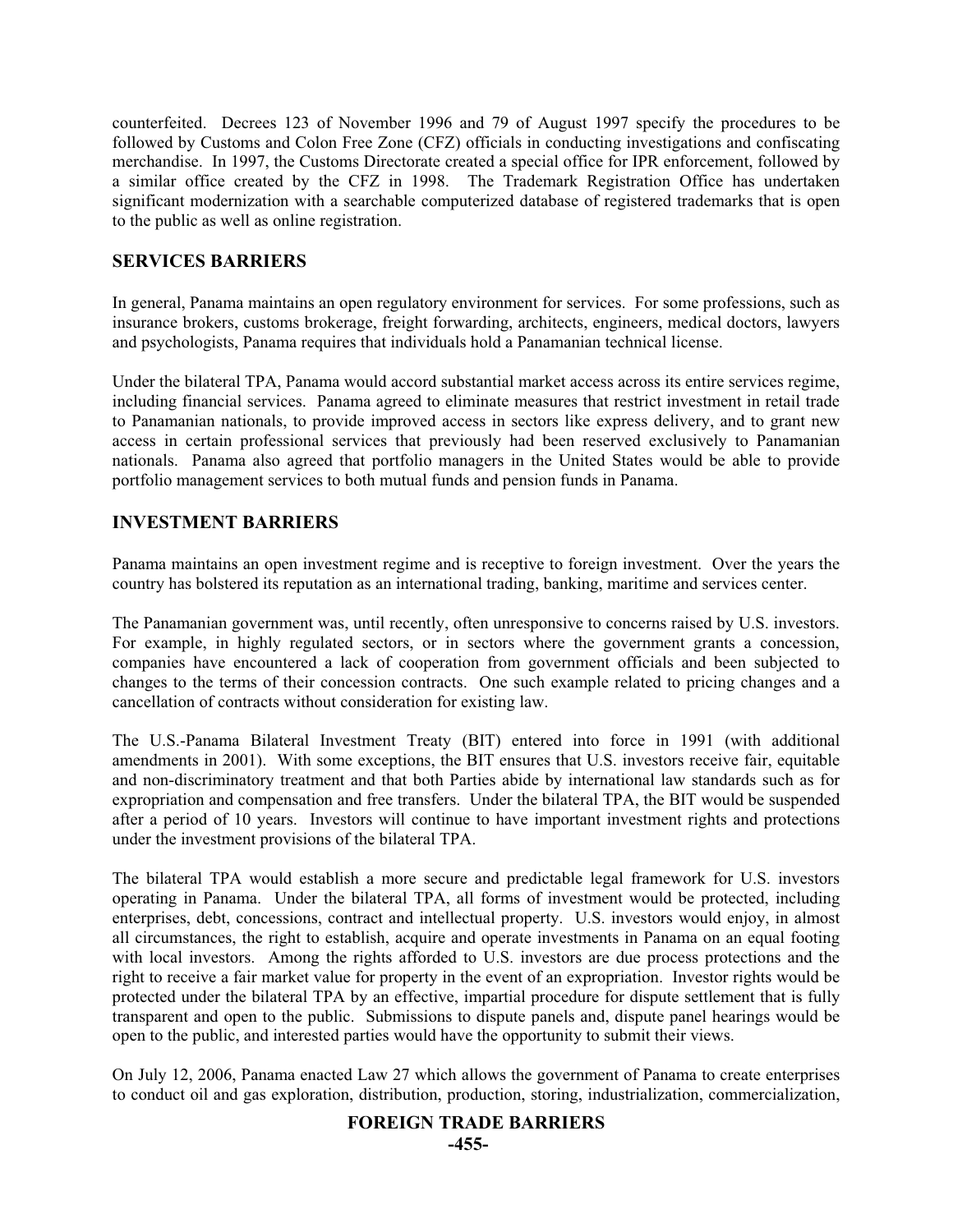counterfeited. Decrees 123 of November 1996 and 79 of August 1997 specify the procedures to be followed by Customs and Colon Free Zone (CFZ) officials in conducting investigations and confiscating merchandise. In 1997, the Customs Directorate created a special office for IPR enforcement, followed by a similar office created by the CFZ in 1998. The Trademark Registration Office has undertaken significant modernization with a searchable computerized database of registered trademarks that is open to the public as well as online registration.

## SERVICES BARRIERS

In general, Panama maintains an open regulatory environment for services. For some professions, such as insurance brokers, customs brokerage, freight forwarding, architects, engineers, medical doctors, lawyers and psychologists, Panama requires that individuals hold a Panamanian technical license.

Under the bilateral TPA, Panama would accord substantial market access across its entire services regime, including financial services. Panama agreed to eliminate measures that restrict investment in retail trade to Panamanian nationals, to provide improved access in sectors like express delivery, and to grant new access in certain professional services that previously had been reserved exclusively to Panamanian nationals. Panama also agreed that portfolio managers in the United States would be able to provide portfolio management services to both mutual funds and pension funds in Panama.

## INVESTMENT BARRIERS

Panama maintains an open investment regime and is receptive to foreign investment. Over the years the country has bolstered its reputation as an international trading, banking, maritime and services center.

The Panamanian government was, until recently, often unresponsive to concerns raised by U.S. investors. For example, in highly regulated sectors, or in sectors where the government grants a concession, companies have encountered a lack of cooperation from government officials and been subjected to changes to the terms of their concession contracts. One such example related to pricing changes and a cancellation of contracts without consideration for existing law.

The U.S.-Panama Bilateral Investment Treaty (BIT) entered into force in 1991 (with additional amendments in 2001). With some exceptions, the BIT ensures that U.S. investors receive fair, equitable and non-discriminatory treatment and that both Parties abide by international law standards such as for expropriation and compensation and free transfers. Under the bilateral TPA, the BIT would be suspended after a period of 10 years. Investors will continue to have important investment rights and protections under the investment provisions of the bilateral TPA.

The bilateral TPA would establish a more secure and predictable legal framework for U.S. investors operating in Panama. Under the bilateral TPA, all forms of investment would be protected, including enterprises, debt, concessions, contract and intellectual property. U.S. investors would enjoy, in almost all circumstances, the right to establish, acquire and operate investments in Panama on an equal footing with local investors. Among the rights afforded to U.S. investors are due process protections and the right to receive a fair market value for property in the event of an expropriation. Investor rights would be protected under the bilateral TPA by an effective, impartial procedure for dispute settlement that is fully transparent and open to the public. Submissions to dispute panels and, dispute panel hearings would be open to the public, and interested parties would have the opportunity to submit their views.

On July 12, 2006, Panama enacted Law 27 which allows the government of Panama to create enterprises to conduct oil and gas exploration, distribution, production, storing, industrialization, commercialization,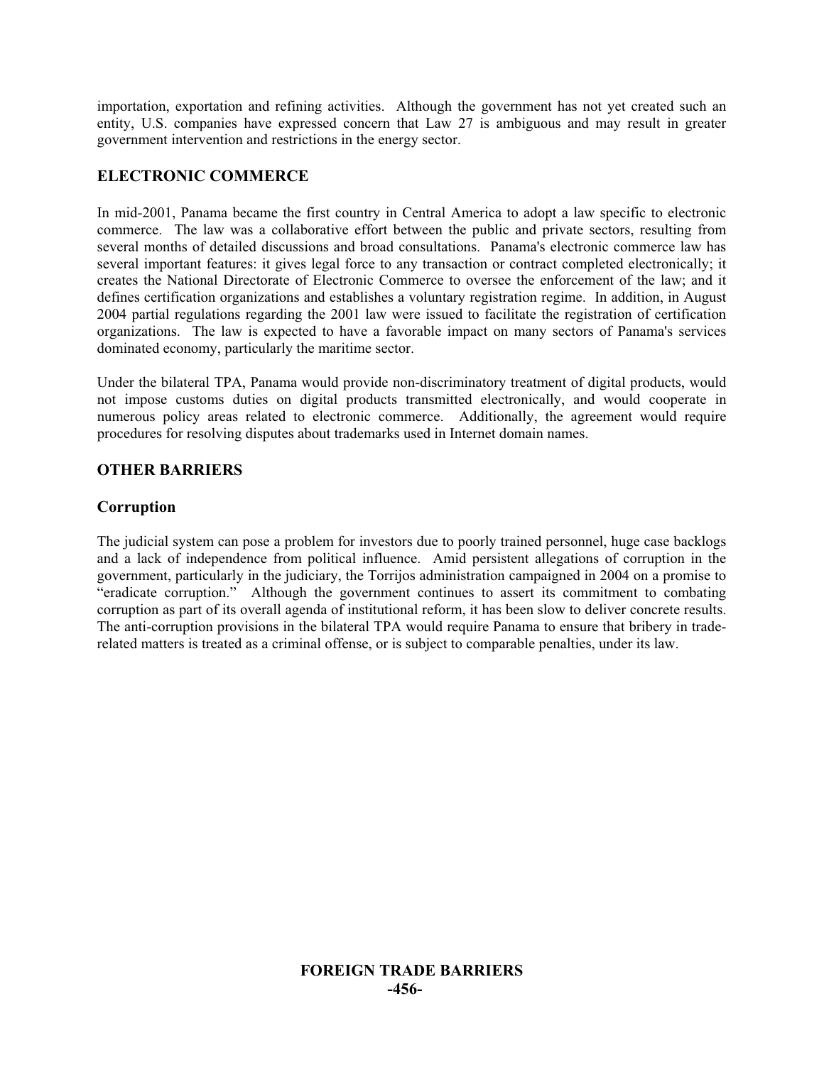importation, exportation and refining activities. Although the government has not yet created such an entity, U.S. companies have expressed concern that Law 27 is ambiguous and may result in greater government intervention and restrictions in the energy sector.

## ELECTRONIC COMMERCE

In mid-2001, Panama became the first country in Central America to adopt a law specific to electronic commerce. The law was a collaborative effort between the public and private sectors, resulting from several months of detailed discussions and broad consultations. Panama's electronic commerce law has several important features: it gives legal force to any transaction or contract completed electronically; it creates the National Directorate of Electronic Commerce to oversee the enforcement of the law; and it defines certification organizations and establishes a voluntary registration regime. In addition, in August 2004 partial regulations regarding the 2001 law were issued to facilitate the registration of certification organizations. The law is expected to have a favorable impact on many sectors of Panama's services dominated economy, particularly the maritime sector.

Under the bilateral TPA, Panama would provide non-discriminatory treatment of digital products, would not impose customs duties on digital products transmitted electronically, and would cooperate in numerous policy areas related to electronic commerce. Additionally, the agreement would require procedures for resolving disputes about trademarks used in Internet domain names.

## OTHER BARRIERS

### Corruption

The judicial system can pose a problem for investors due to poorly trained personnel, huge case backlogs and a lack of independence from political influence. Amid persistent allegations of corruption in the government, particularly in the judiciary, the Torrijos administration campaigned in 2004 on a promise to "eradicate corruption." Although the government continues to assert its commitment to combating corruption as part of its overall agenda of institutional reform, it has been slow to deliver concrete results. The anti-corruption provisions in the bilateral TPA would require Panama to ensure that bribery in trade-related matters is treated as a criminal offense, or is subject to comparable penalties, under its law.